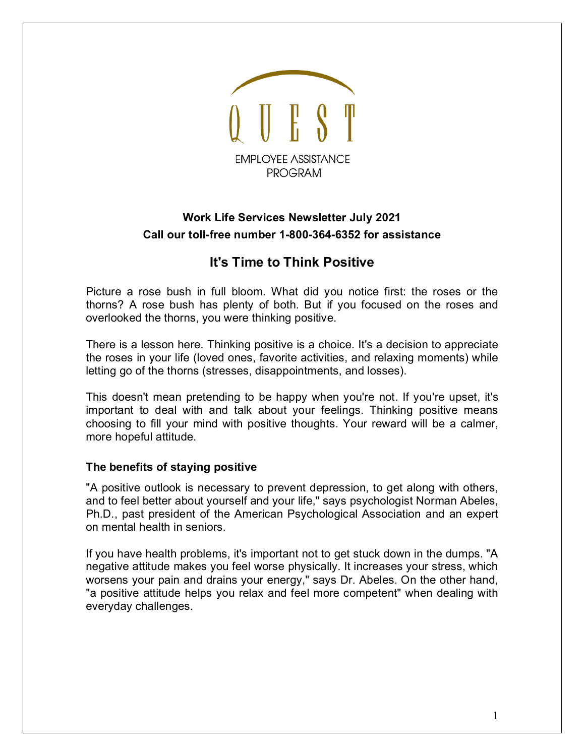QUEST

EMPLOYEE ASSISTANCE PROGRAM

**Work Life Services Newsletter July 2021**

**Call our toll-free number 1-800-364-6352 for assistance**

# It's Time to Think Positive

Picture a rose bush in full bloom. What did you notice first: the roses or the thorns? A rose bush has plenty of both. But if you focused on the roses and overlooked the thorns, you were thinking positive.

There is a lesson here. Thinking positive is a choice. It's a decision to appreciate the roses in your life (loved ones, favorite activities, and relaxing moments) while letting go of the thorns (stresses, disappointments, and losses).

This doesn't mean pretending to be happy when you're not. If you're upset, it's important to deal with and talk about your feelings. Thinking positive means choosing to fill your mind with positive thoughts. Your reward will be a calmer, more hopeful attitude.

### The benefits of staying positive

"A positive outlook is necessary to prevent depression, to get along with others, and to feel better about yourself and your life," says psychologist Norman Abeles, Ph.D., past president of the American Psychological Association and an expert on mental health in seniors.

If you have health problems, it's important not to get stuck down in the dumps. "A negative attitude makes you feel worse physically. It increases your stress, which worsens your pain and drains your energy," says Dr. Abeles. On the other hand, "a positive attitude helps you relax and feel more competent" when dealing with everyday challenges.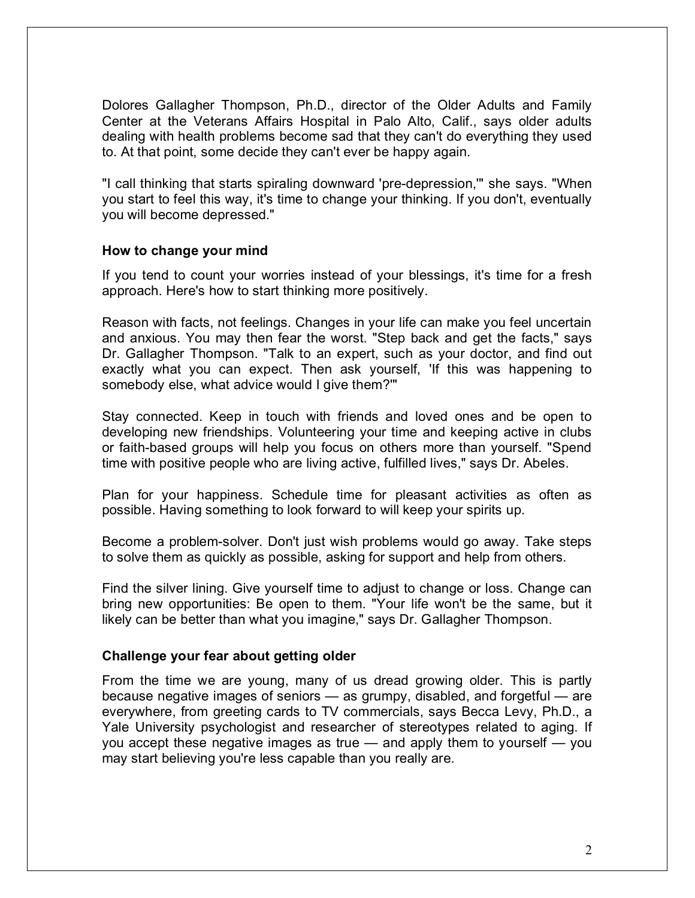Dolores Gallagher Thompson, Ph.D., director of the Older Adults and Family Center at the Veterans Affairs Hospital in Palo Alto, Calif., says older adults dealing with health problems become sad that they can't do everything they used to. At that point, some decide they can't ever be happy again.

"I call thinking that starts spiraling downward 'pre-depression,'" she says. "When you start to feel this way, it's time to change your thinking. If you don't, eventually you will become depressed."

### How to change your mind

If you tend to count your worries instead of your blessings, it's time for a fresh approach. Here's how to start thinking more positively.

Reason with facts, not feelings. Changes in your life can make you feel uncertain and anxious. You may then fear the worst. "Step back and get the facts," says Dr. Gallagher Thompson. "Talk to an expert, such as your doctor, and find out exactly what you can expect. Then ask yourself, 'If this was happening to somebody else, what advice would I give them?'"

Stay connected. Keep in touch with friends and loved ones and be open to developing new friendships. Volunteering your time and keeping active in clubs or faith-based groups will help you focus on others more than yourself. "Spend time with positive people who are living active, fulfilled lives," says Dr. Abeles.

Plan for your happiness. Schedule time for pleasant activities as often as possible. Having something to look forward to will keep your spirits up.

Become a problem-solver. Don't just wish problems would go away. Take steps to solve them as quickly as possible, asking for support and help from others.

Find the silver lining. Give yourself time to adjust to change or loss. Change can bring new opportunities: Be open to them. "Your life won't be the same, but it likely can be better than what you imagine," says Dr. Gallagher Thompson.

### Challenge your fear about getting older

From the time we are young, many of us dread growing older. This is partly because negative images of seniors — as grumpy, disabled, and forgetful — are everywhere, from greeting cards to TV commercials, says Becca Levy, Ph.D., a Yale University psychologist and researcher of stereotypes related to aging. If you accept these negative images as true — and apply them to yourself — you may start believing you're less capable than you really are.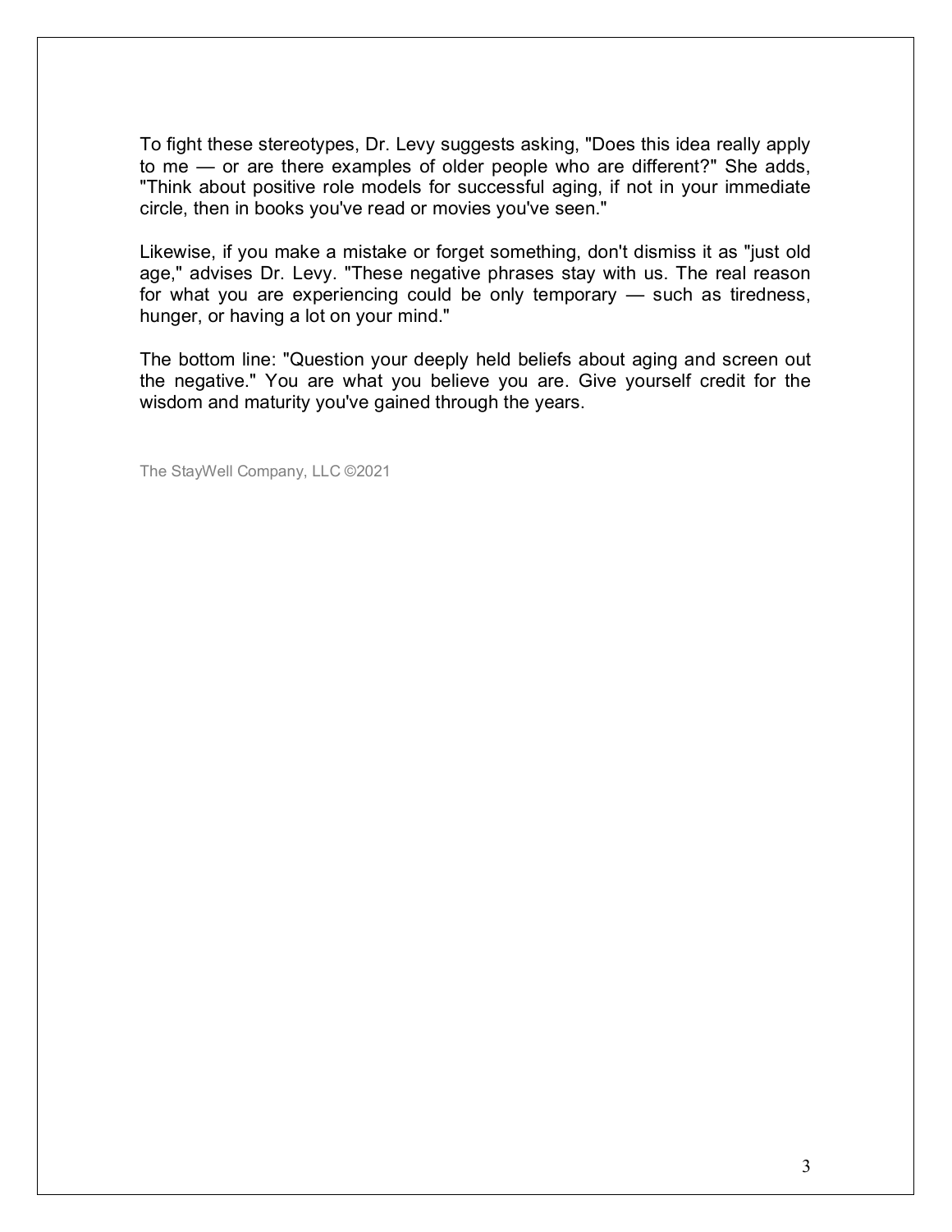To fight these stereotypes, Dr. Levy suggests asking, "Does this idea really apply to me — or are there examples of older people who are different?" She adds, "Think about positive role models for successful aging, if not in your immediate circle, then in books you've read or movies you've seen."

Likewise, if you make a mistake or forget something, don't dismiss it as "just old age," advises Dr. Levy. "These negative phrases stay with us. The real reason for what you are experiencing could be only temporary — such as tiredness, hunger, or having a lot on your mind."

The bottom line: "Question your deeply held beliefs about aging and screen out the negative." You are what you believe you are. Give yourself credit for the wisdom and maturity you've gained through the years.

The StayWell Company, LLC ©2021